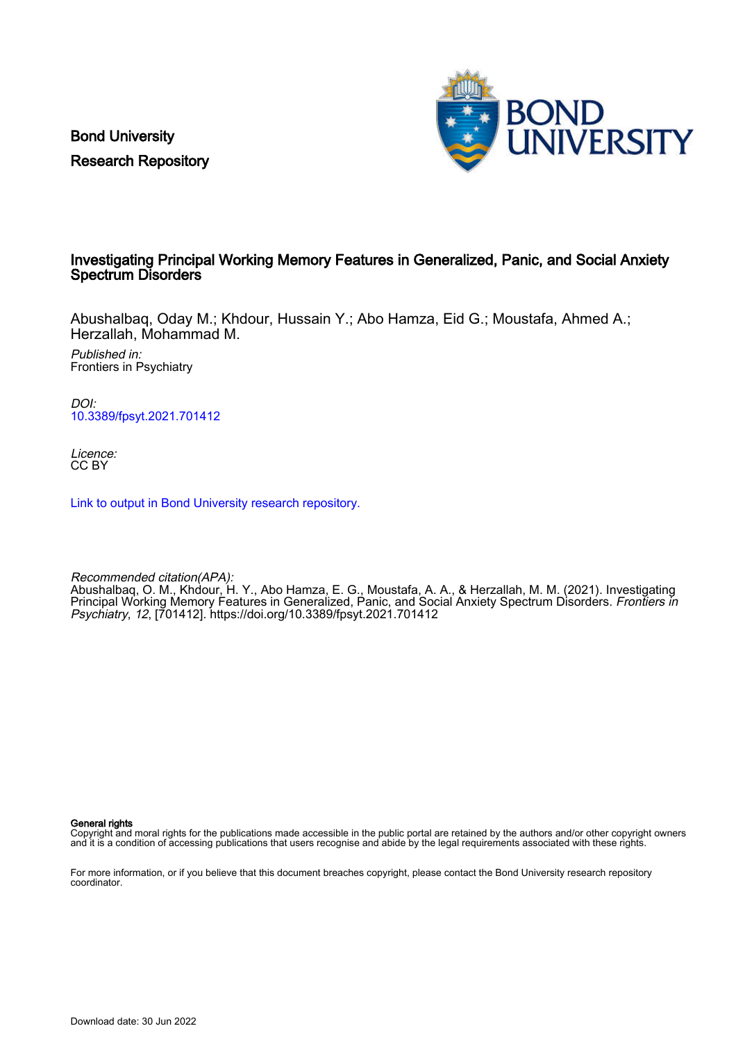Bond University
Research Repository

# Investigating Principal Working Memory Features in Generalized, Panic, and Social Anxiety Spectrum Disorders

Abushalbaq, Oday M.; Khdour, Hussain Y.; Abo Hamza, Eid G.; Moustafa, Ahmed A.; Herzallah, Mohammad M.

*Published in:*
Frontiers in Psychiatry

*DOI:*
10.3389/fpsyt.2021.701412

*Licence:*
CC BY

Link to output in Bond University research repository.

*Recommended citation(APA):*
Abushalbaq, O. M., Khdour, H. Y., Abo Hamza, E. G., Moustafa, A. A., & Herzallah, M. M. (2021). Investigating Principal Working Memory Features in Generalized, Panic, and Social Anxiety Spectrum Disorders. *Frontiers in Psychiatry*, *12*, [701412]. https://doi.org/10.3389/fpsyt.2021.701412

**General rights**
Copyright and moral rights for the publications made accessible in the public portal are retained by the authors and/or other copyright owners and it is a condition of accessing publications that users recognise and abide by the legal requirements associated with these rights.

For more information, or if you believe that this document breaches copyright, please contact the Bond University research repository coordinator.

Download date: 30 Jun 2022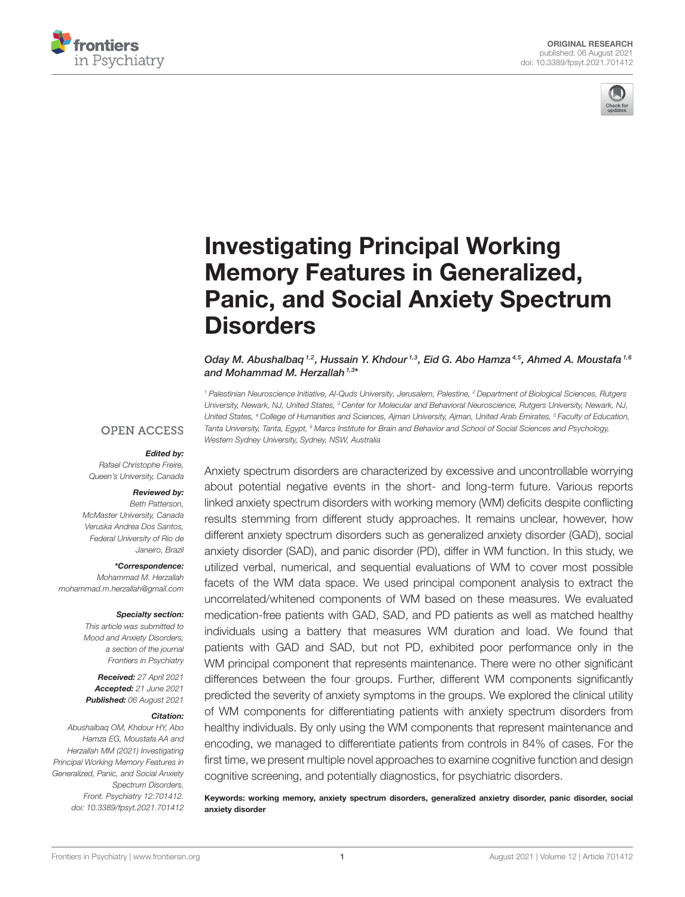# Investigating Principal Working Memory Features in Generalized, Panic, and Social Anxiety Spectrum Disorders

*Oday M. Abushalbaq[1,2], Hussain Y. Khdour[1,3], Eid G. Abo Hamza[4,5], Ahmed A. Moustafa[1,6] and Mohammad M. Herzallah[1,3]\**

[1] Palestinian Neuroscience Initiative, Al-Quds University, Jerusalem, Palestine, [2] Department of Biological Sciences, Rutgers University, Newark, NJ, United States, [3] Center for Molecular and Behavioral Neuroscience, Rutgers University, Newark, NJ, United States, [4] College of Humanities and Sciences, Ajman University, Ajman, United Arab Emirates, [5] Faculty of Education, Tanta University, Tanta, Egypt, [6] Marcs Institute for Brain and Behavior and School of Social Sciences and Psychology, Western Sydney University, Sydney, NSW, Australia

OPEN ACCESS

**Edited by:**
*Rafael Christophe Freire, Queen's University, Canada*

**Reviewed by:**
*Beth Patterson, McMaster University, Canada*
*Veruska Andrea Dos Santos, Federal University of Rio de Janeiro, Brazil*

**\*Correspondence:**
*Mohammad M. Herzallah*
*mohammad.m.herzallah@gmail.com*

**Specialty section:**
*This article was submitted to Mood and Anxiety Disorders, a section of the journal Frontiers in Psychiatry*

**Received:** *27 April 2021*
**Accepted:** *21 June 2021*
**Published:** *06 August 2021*

**Citation:**
*Abushalbaq OM, Khdour HY, Abo Hamza EG, Moustafa AA and Herzallah MM (2021) Investigating Principal Working Memory Features in Generalized, Panic, and Social Anxiety Spectrum Disorders. Front. Psychiatry 12:701412. doi: 10.3389/fpsyt.2021.701412*

Anxiety spectrum disorders are characterized by excessive and uncontrollable worrying about potential negative events in the short- and long-term future. Various reports linked anxiety spectrum disorders with working memory (WM) deficits despite conflicting results stemming from different study approaches. It remains unclear, however, how different anxiety spectrum disorders such as generalized anxiety disorder (GAD), social anxiety disorder (SAD), and panic disorder (PD), differ in WM function. In this study, we utilized verbal, numerical, and sequential evaluations of WM to cover most possible facets of the WM data space. We used principal component analysis to extract the uncorrelated/whitened components of WM based on these measures. We evaluated medication-free patients with GAD, SAD, and PD patients as well as matched healthy individuals using a battery that measures WM duration and load. We found that patients with GAD and SAD, but not PD, exhibited poor performance only in the WM principal component that represents maintenance. There were no other significant differences between the four groups. Further, different WM components significantly predicted the severity of anxiety symptoms in the groups. We explored the clinical utility of WM components for differentiating patients with anxiety spectrum disorders from healthy individuals. By only using the WM components that represent maintenance and encoding, we managed to differentiate patients from controls in 84% of cases. For the first time, we present multiple novel approaches to examine cognitive function and design cognitive screening, and potentially diagnostics, for psychiatric disorders.

**Keywords: working memory, anxiety spectrum disorders, generalized anxietry disorder, panic disorder, social anxiety disorder**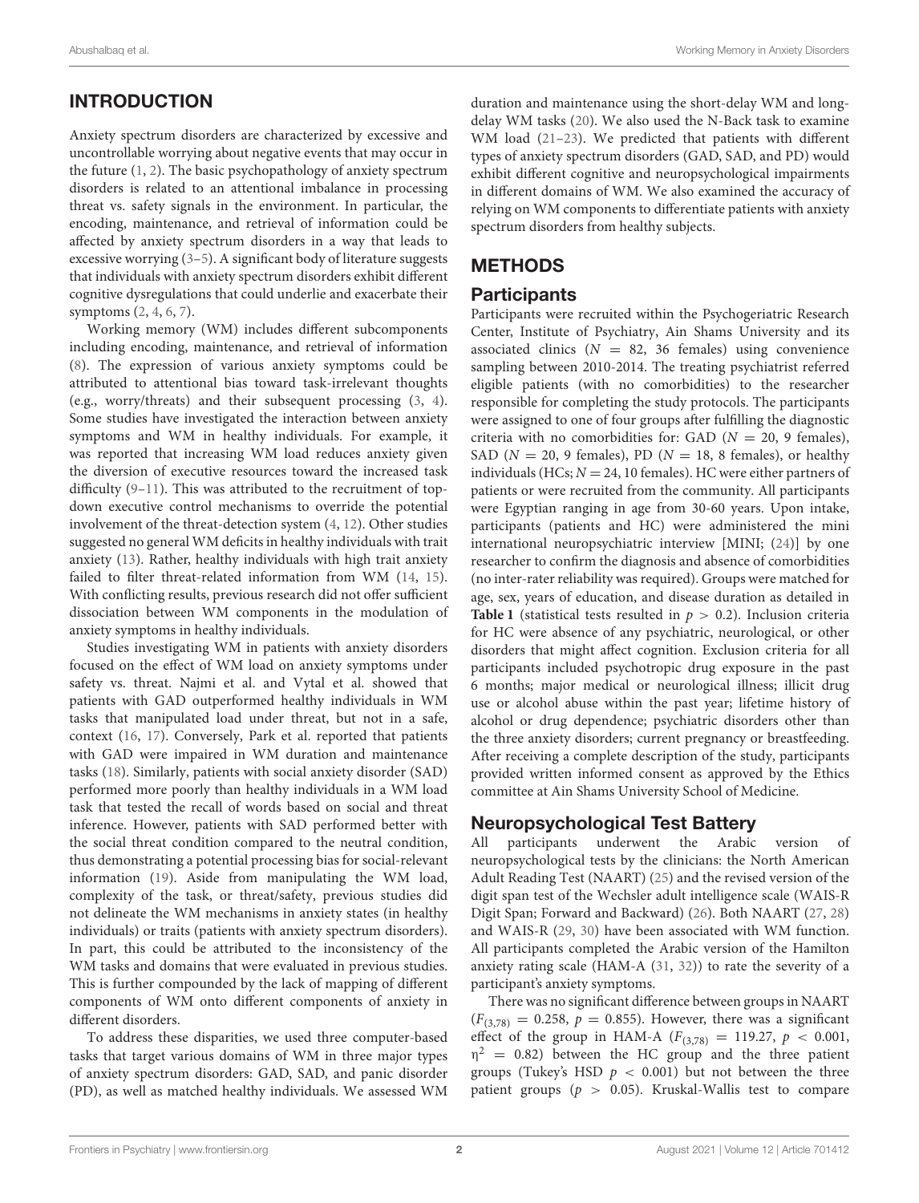## INTRODUCTION

Anxiety spectrum disorders are characterized by excessive and uncontrollable worrying about negative events that may occur in the future (1, 2). The basic psychopathology of anxiety spectrum disorders is related to an attentional imbalance in processing threat vs. safety signals in the environment. In particular, the encoding, maintenance, and retrieval of information could be affected by anxiety spectrum disorders in a way that leads to excessive worrying (3–5). A significant body of literature suggests that individuals with anxiety spectrum disorders exhibit different cognitive dysregulations that could underlie and exacerbate their symptoms (2, 4, 6, 7).

Working memory (WM) includes different subcomponents including encoding, maintenance, and retrieval of information (8). The expression of various anxiety symptoms could be attributed to attentional bias toward task-irrelevant thoughts (e.g., worry/threats) and their subsequent processing (3, 4). Some studies have investigated the interaction between anxiety symptoms and WM in healthy individuals. For example, it was reported that increasing WM load reduces anxiety given the diversion of executive resources toward the increased task difficulty (9–11). This was attributed to the recruitment of top-down executive control mechanisms to override the potential involvement of the threat-detection system (4, 12). Other studies suggested no general WM deficits in healthy individuals with trait anxiety (13). Rather, healthy individuals with high trait anxiety failed to filter threat-related information from WM (14, 15). With conflicting results, previous research did not offer sufficient dissociation between WM components in the modulation of anxiety symptoms in healthy individuals.

Studies investigating WM in patients with anxiety disorders focused on the effect of WM load on anxiety symptoms under safety vs. threat. Najmi et al. and Vytal et al. showed that patients with GAD outperformed healthy individuals in WM tasks that manipulated load under threat, but not in a safe, context (16, 17). Conversely, Park et al. reported that patients with GAD were impaired in WM duration and maintenance tasks (18). Similarly, patients with social anxiety disorder (SAD) performed more poorly than healthy individuals in a WM load task that tested the recall of words based on social and threat inference. However, patients with SAD performed better with the social threat condition compared to the neutral condition, thus demonstrating a potential processing bias for social-relevant information (19). Aside from manipulating the WM load, complexity of the task, or threat/safety, previous studies did not delineate the WM mechanisms in anxiety states (in healthy individuals) or traits (patients with anxiety spectrum disorders). In part, this could be attributed to the inconsistency of the WM tasks and domains that were evaluated in previous studies. This is further compounded by the lack of mapping of different components of WM onto different components of anxiety in different disorders.

To address these disparities, we used three computer-based tasks that target various domains of WM in three major types of anxiety spectrum disorders: GAD, SAD, and panic disorder (PD), as well as matched healthy individuals. We assessed WM duration and maintenance using the short-delay WM and long-delay WM tasks (20). We also used the N-Back task to examine WM load (21–23). We predicted that patients with different types of anxiety spectrum disorders (GAD, SAD, and PD) would exhibit different cognitive and neuropsychological impairments in different domains of WM. We also examined the accuracy of relying on WM components to differentiate patients with anxiety spectrum disorders from healthy subjects.

## METHODS

### Participants

Participants were recruited within the Psychogeriatric Research Center, Institute of Psychiatry, Ain Shams University and its associated clinics ($N = 82$, 36 females) using convenience sampling between 2010-2014. The treating psychiatrist referred eligible patients (with no comorbidities) to the researcher responsible for completing the study protocols. The participants were assigned to one of four groups after fulfilling the diagnostic criteria with no comorbidities for: GAD ($N = 20$, 9 females), SAD ($N = 20$, 9 females), PD ($N = 18$, 8 females), or healthy individuals (HCs; $N = 24$, 10 females). HC were either partners of patients or were recruited from the community. All participants were Egyptian ranging in age from 30-60 years. Upon intake, participants (patients and HC) were administered the mini international neuropsychiatric interview [MINI; (24)] by one researcher to confirm the diagnosis and absence of comorbidities (no inter-rater reliability was required). Groups were matched for age, sex, years of education, and disease duration as detailed in **Table 1** (statistical tests resulted in $p > 0.2$). Inclusion criteria for HC were absence of any psychiatric, neurological, or other disorders that might affect cognition. Exclusion criteria for all participants included psychotropic drug exposure in the past 6 months; major medical or neurological illness; illicit drug use or alcohol abuse within the past year; lifetime history of alcohol or drug dependence; psychiatric disorders other than the three anxiety disorders; current pregnancy or breastfeeding. After receiving a complete description of the study, participants provided written informed consent as approved by the Ethics committee at Ain Shams University School of Medicine.

### Neuropsychological Test Battery

All participants underwent the Arabic version of neuropsychological tests by the clinicians: the North American Adult Reading Test (NAART) (25) and the revised version of the digit span test of the Wechsler adult intelligence scale (WAIS-R Digit Span; Forward and Backward) (26). Both NAART (27, 28) and WAIS-R (29, 30) have been associated with WM function. All participants completed the Arabic version of the Hamilton anxiety rating scale (HAM-A (31, 32)) to rate the severity of a participant's anxiety symptoms.

There was no significant difference between groups in NAART ($F_{(3,78)} = 0.258$, $p = 0.855$). However, there was a significant effect of the group in HAM-A ($F_{(3,78)} = 119.27$, $p < 0.001$, $\eta^2 = 0.82$) between the HC group and the three patient groups (Tukey's HSD $p < 0.001$) but not between the three patient groups ($p > 0.05$). Kruskal-Wallis test to compare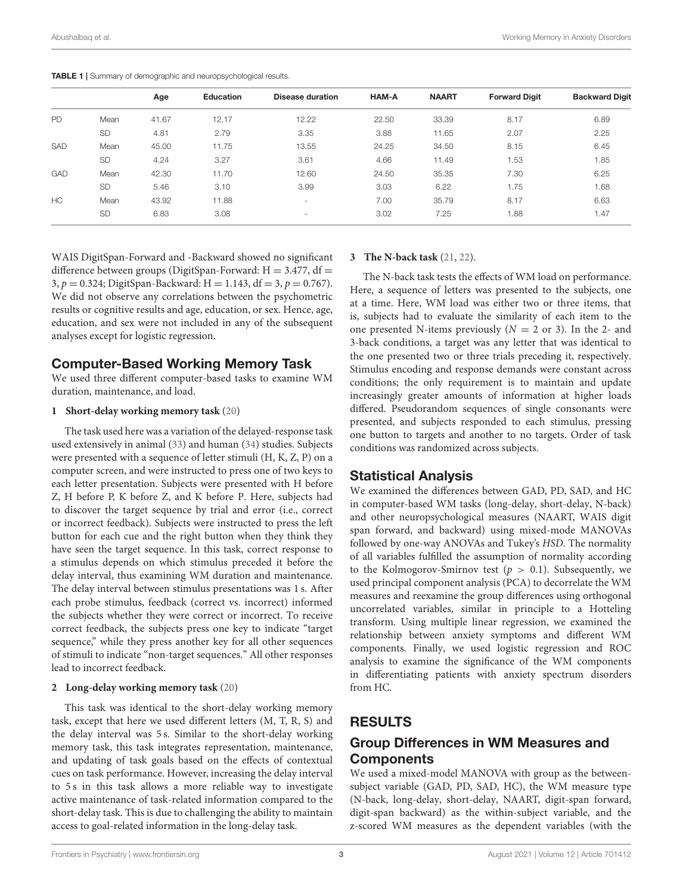**TABLE 1** | Summary of demographic and neuropsychological results.

| | | Age | Education | Disease duration | HAM-A | NAART | Forward Digit | Backward Digit |
|---|---|---|---|---|---|---|---|---|
| PD | Mean | 41.67 | 12.17 | 12.22 | 22.50 | 33.39 | 8.17 | 6.89 |
| | SD | 4.81 | 2.79 | 3.35 | 3.88 | 11.65 | 2.07 | 2.25 |
| SAD | Mean | 45.00 | 11.75 | 13.55 | 24.25 | 34.50 | 8.15 | 6.45 |
| | SD | 4.24 | 3.27 | 3.61 | 4.66 | 11.49 | 1.53 | 1.85 |
| GAD | Mean | 42.30 | 11.70 | 12.60 | 24.50 | 35.35 | 7.30 | 6.25 |
| | SD | 5.46 | 3.10 | 3.99 | 3.03 | 6.22 | 1.75 | 1.68 |
| HC | Mean | 43.92 | 11.88 | - | 7.00 | 35.79 | 8.17 | 6.63 |
| | SD | 6.83 | 3.08 | - | 3.02 | 7.25 | 1.88 | 1.47 |

WAIS DigitSpan-Forward and -Backward showed no significant difference between groups (DigitSpan-Forward: $H = 3.477$, $df = 3$, $p = 0.324$; DigitSpan-Backward: $H = 1.143$, $df = 3$, $p = 0.767$). We did not observe any correlations between the psychometric results or cognitive results and age, education, or sex. Hence, age, education, and sex were not included in any of the subsequent analyses except for logistic regression.

## Computer-Based Working Memory Task

We used three different computer-based tasks to examine WM duration, maintenance, and load.

**1 Short-delay working memory task** (20)

The task used here was a variation of the delayed-response task used extensively in animal (33) and human (34) studies. Subjects were presented with a sequence of letter stimuli (H, K, Z, P) on a computer screen, and were instructed to press one of two keys to each letter presentation. Subjects were presented with H before Z, H before P, K before Z, and K before P. Here, subjects had to discover the target sequence by trial and error (i.e., correct or incorrect feedback). Subjects were instructed to press the left button for each cue and the right button when they think they have seen the target sequence. In this task, correct response to a stimulus depends on which stimulus preceded it before the delay interval, thus examining WM duration and maintenance. The delay interval between stimulus presentations was 1 s. After each probe stimulus, feedback (correct vs. incorrect) informed the subjects whether they were correct or incorrect. To receive correct feedback, the subjects press one key to indicate "target sequence," while they press another key for all other sequences of stimuli to indicate "non-target sequences." All other responses lead to incorrect feedback.

**2 Long-delay working memory task** (20)

This task was identical to the short-delay working memory task, except that here we used different letters (M, T, R, S) and the delay interval was 5 s. Similar to the short-delay working memory task, this task integrates representation, maintenance, and updating of task goals based on the effects of contextual cues on task performance. However, increasing the delay interval to 5 s in this task allows a more reliable way to investigate active maintenance of task-related information compared to the short-delay task. This is due to challenging the ability to maintain access to goal-related information in the long-delay task.

**3 The N-back task** (21, 22).

The N-back task tests the effects of WM load on performance. Here, a sequence of letters was presented to the subjects, one at a time. Here, WM load was either two or three items, that is, subjects had to evaluate the similarity of each item to the one presented N-items previously ($N = 2$ or 3). In the 2- and 3-back conditions, a target was any letter that was identical to the one presented two or three trials preceding it, respectively. Stimulus encoding and response demands were constant across conditions; the only requirement is to maintain and update increasingly greater amounts of information at higher loads differed. Pseudorandom sequences of single consonants were presented, and subjects responded to each stimulus, pressing one button to targets and another to no targets. Order of task conditions was randomized across subjects.

## Statistical Analysis

We examined the differences between GAD, PD, SAD, and HC in computer-based WM tasks (long-delay, short-delay, N-back) and other neuropsychological measures (NAART, WAIS digit span forward, and backward) using mixed-mode MANOVAs followed by one-way ANOVAs and Tukey's *HSD*. The normality of all variables fulfilled the assumption of normality according to the Kolmogorov-Smirnov test ($p > 0.1$). Subsequently, we used principal component analysis (PCA) to decorrelate the WM measures and reexamine the group differences using orthogonal uncorrelated variables, similar in principle to a Hotteling transform. Using multiple linear regression, we examined the relationship between anxiety symptoms and different WM components. Finally, we used logistic regression and ROC analysis to examine the significance of the WM components in differentiating patients with anxiety spectrum disorders from HC.

# RESULTS

## Group Differences in WM Measures and Components

We used a mixed-model MANOVA with group as the between-subject variable (GAD, PD, SAD, HC), the WM measure type (N-back, long-delay, short-delay, NAART, digit-span forward, digit-span backward) as the within-subject variable, and the z-scored WM measures as the dependent variables (with the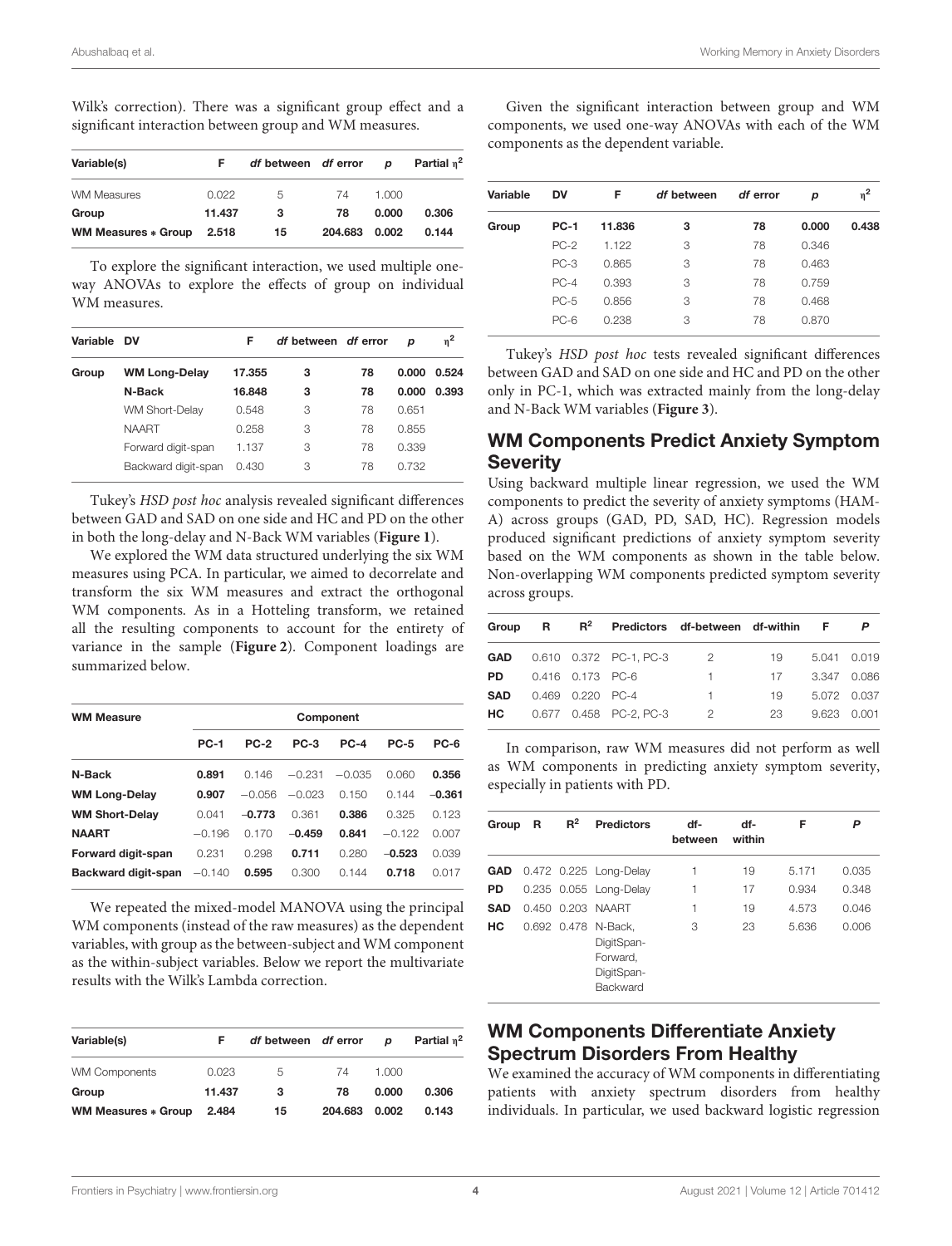Wilk's correction). There was a significant group effect and a significant interaction between group and WM measures.

| Variable(s) | F | *df* between | *df* error | *p* | Partial $\eta^2$ |
|---|---|---|---|---|---|
| WM Measures | 0.022 | 5 | 74 | 1.000 | |
| **Group** | **11.437** | **3** | **78** | **0.000** | **0.306** |
| **WM Measures * Group** | **2.518** | **15** | **204.683** | **0.002** | **0.144** |

To explore the significant interaction, we used multiple one-way ANOVAs to explore the effects of group on individual WM measures.

| Variable | DV | F | *df* between | *df* error | *p* | $\eta^2$ |
|---|---|---|---|---|---|---|
| Group | **WM Long-Delay** | **17.355** | **3** | **78** | **0.000** | **0.524** |
| | **N-Back** | **16.848** | **3** | **78** | **0.000** | **0.393** |
| | WM Short-Delay | 0.548 | 3 | 78 | 0.651 | |
| | NAART | 0.258 | 3 | 78 | 0.855 | |
| | Forward digit-span | 1.137 | 3 | 78 | 0.339 | |
| | Backward digit-span | 0.430 | 3 | 78 | 0.732 | |

Tukey's *HSD post hoc* analysis revealed significant differences between GAD and SAD on one side and HC and PD on the other in both the long-delay and N-Back WM variables (**Figure 1**).

We explored the WM data structured underlying the six WM measures using PCA. In particular, we aimed to decorrelate and transform the six WM measures and extract the orthogonal WM components. As in a Hotteling transform, we retained all the resulting components to account for the entirety of variance in the sample (**Figure 2**). Component loadings are summarized below.

| WM Measure | Component | | | | | |
|---|---|---|---|---|---|---|
| | **PC-1** | **PC-2** | **PC-3** | **PC-4** | **PC-5** | **PC-6** |
| **N-Back** | **0.891** | 0.146 | −0.231 | −0.035 | 0.060 | **0.356** |
| **WM Long-Delay** | **0.907** | −0.056 | −0.023 | 0.150 | 0.144 | **−0.361** |
| **WM Short-Delay** | 0.041 | **−0.773** | 0.361 | **0.386** | 0.325 | 0.123 |
| **NAART** | −0.196 | 0.170 | **−0.459** | **0.841** | −0.122 | 0.007 |
| **Forward digit-span** | 0.231 | 0.298 | **0.711** | 0.280 | **−0.523** | 0.039 |
| **Backward digit-span** | −0.140 | **0.595** | 0.300 | 0.144 | **0.718** | 0.017 |

We repeated the mixed-model MANOVA using the principal WM components (instead of the raw measures) as the dependent variables, with group as the between-subject and WM component as the within-subject variables. Below we report the multivariate results with the Wilk's Lambda correction.

| Variable(s) | F | *df* between | *df* error | *p* | Partial $\eta^2$ |
|---|---|---|---|---|---|
| WM Components | 0.023 | 5 | 74 | 1.000 | |
| **Group** | **11.437** | **3** | **78** | **0.000** | **0.306** |
| **WM Measures * Group** | **2.484** | **15** | **204.683** | **0.002** | **0.143** |

Given the significant interaction between group and WM components, we used one-way ANOVAs with each of the WM components as the dependent variable.

| Variable | DV | F | *df* between | *df* error | *p* | $\eta^2$ |
|---|---|---|---|---|---|---|
| Group | **PC-1** | **11.836** | **3** | **78** | **0.000** | **0.438** |
| | PC-2 | 1.122 | 3 | 78 | 0.346 | |
| | PC-3 | 0.865 | 3 | 78 | 0.463 | |
| | PC-4 | 0.393 | 3 | 78 | 0.759 | |
| | PC-5 | 0.856 | 3 | 78 | 0.468 | |
| | PC-6 | 0.238 | 3 | 78 | 0.870 | |

Tukey's *HSD post hoc* tests revealed significant differences between GAD and SAD on one side and HC and PD on the other only in PC-1, which was extracted mainly from the long-delay and N-Back WM variables (**Figure 3**).

## WM Components Predict Anxiety Symptom Severity

Using backward multiple linear regression, we used the WM components to predict the severity of anxiety symptoms (HAM-A) across groups (GAD, PD, SAD, HC). Regression models produced significant predictions of anxiety symptom severity based on the WM components as shown in the table below. Non-overlapping WM components predicted symptom severity across groups.

| Group | R | $R^2$ | Predictors | df-between | df-within | F | *P* |
|---|---|---|---|---|---|---|---|
| **GAD** | 0.610 | 0.372 | PC-1, PC-3 | 2 | 19 | 5.041 | 0.019 |
| **PD** | 0.416 | 0.173 | PC-6 | 1 | 17 | 3.347 | 0.086 |
| **SAD** | 0.469 | 0.220 | PC-4 | 1 | 19 | 5.072 | 0.037 |
| **HC** | 0.677 | 0.458 | PC-2, PC-3 | 2 | 23 | 9.623 | 0.001 |

In comparison, raw WM measures did not perform as well as WM components in predicting anxiety symptom severity, especially in patients with PD.

| Group | R | $R^2$ | Predictors | df-between | df-within | F | *P* |
|---|---|---|---|---|---|---|---|
| **GAD** | 0.472 | 0.225 | Long-Delay | 1 | 19 | 5.171 | 0.035 |
| **PD** | 0.235 | 0.055 | Long-Delay | 1 | 17 | 0.934 | 0.348 |
| **SAD** | 0.450 | 0.203 | NAART | 1 | 19 | 4.573 | 0.046 |
| **HC** | 0.692 | 0.478 | N-Back, DigitSpan-Forward, DigitSpan-Backward | 3 | 23 | 5.636 | 0.006 |

## WM Components Differentiate Anxiety Spectrum Disorders From Healthy

We examined the accuracy of WM components in differentiating patients with anxiety spectrum disorders from healthy individuals. In particular, we used backward logistic regression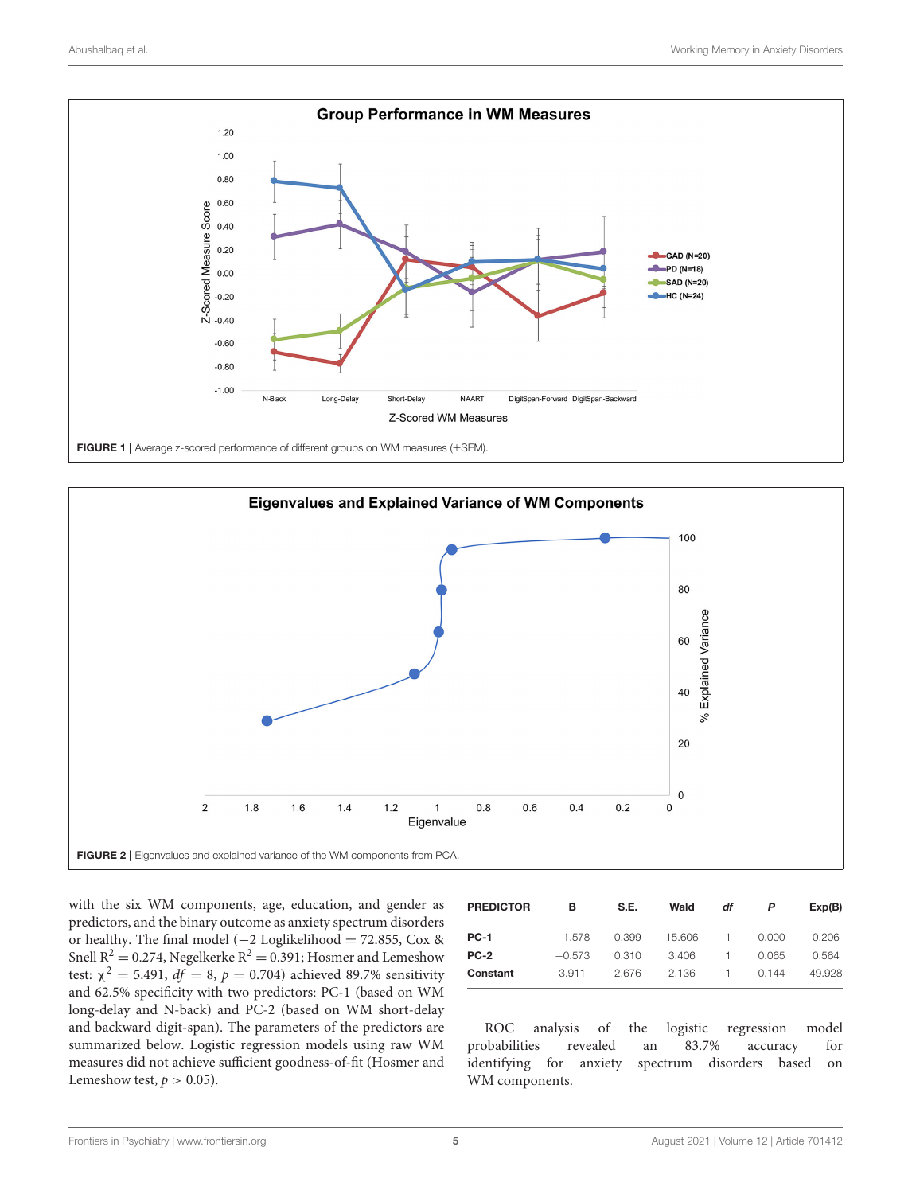FIGURE 1 | Average z-scored performance of different groups on WM measures (±SEM).

FIGURE 2 | Eigenvalues and explained variance of the WM components from PCA.

with the six WM components, age, education, and gender as predictors, and the binary outcome as anxiety spectrum disorders or healthy. The final model (−2 Loglikelihood = 72.855, Cox & Snell $R^2 = 0.274$, Negelkerke $R^2 = 0.391$; Hosmer and Lemeshow test: $\chi^2 = 5.491$, $df = 8$, $p = 0.704$) achieved 89.7% sensitivity and 62.5% specificity with two predictors: PC-1 (based on WM long-delay and N-back) and PC-2 (based on WM short-delay and backward digit-span). The parameters of the predictors are summarized below. Logistic regression models using raw WM measures did not achieve sufficient goodness-of-fit (Hosmer and Lemeshow test, $p > 0.05$).

| PREDICTOR | B | S.E. | Wald | *df* | *P* | Exp(B) |
|---|---|---|---|---|---|---|
| **PC-1** | −1.578 | 0.399 | 15.606 | 1 | 0.000 | 0.206 |
| **PC-2** | −0.573 | 0.310 | 3.406 | 1 | 0.065 | 0.564 |
| **Constant** | 3.911 | 2.676 | 2.136 | 1 | 0.144 | 49.928 |

ROC analysis of the logistic regression model probabilities revealed an 83.7% accuracy for identifying for anxiety spectrum disorders based on WM components.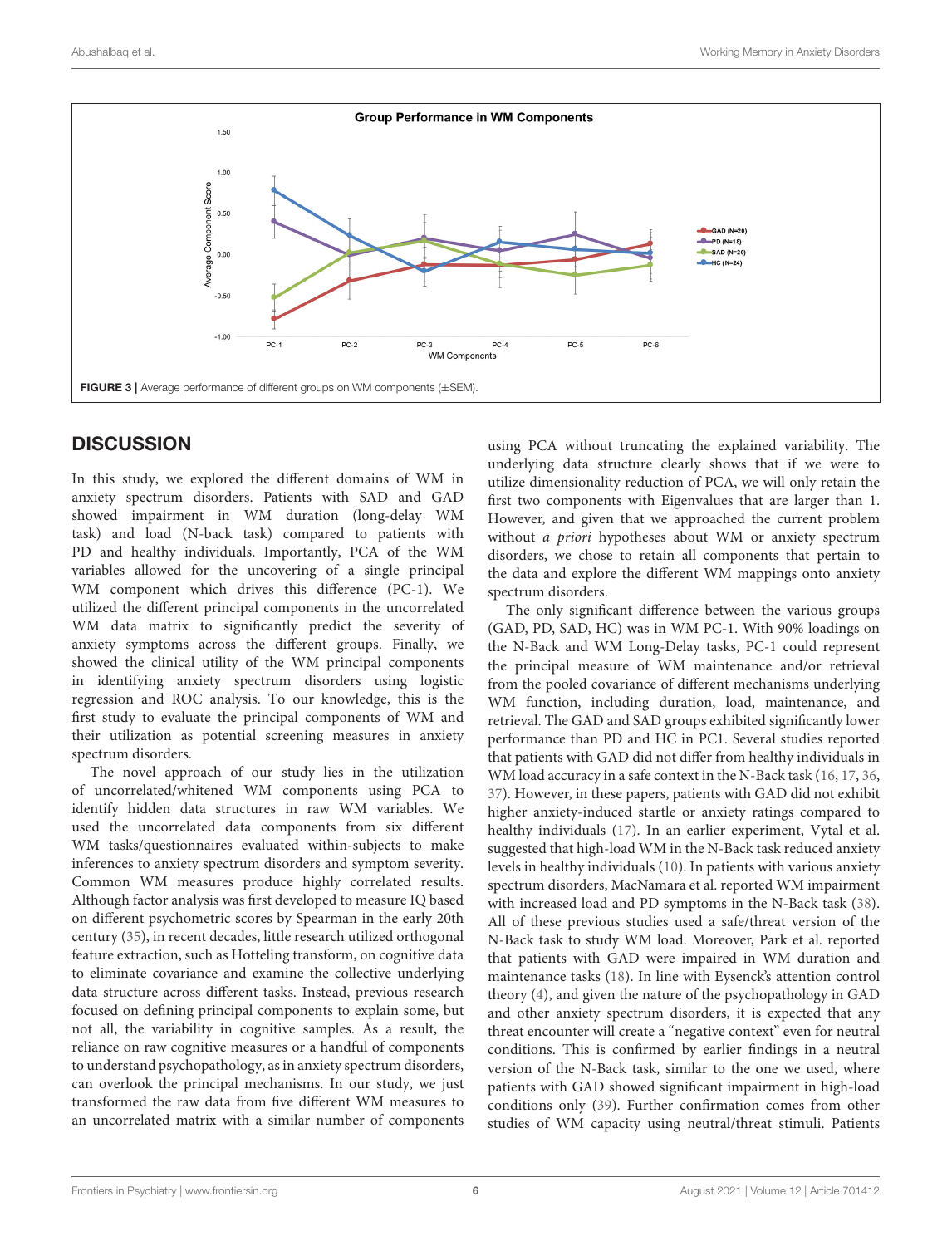FIGURE 3 | Average performance of different groups on WM components (±SEM).

## DISCUSSION

In this study, we explored the different domains of WM in anxiety spectrum disorders. Patients with SAD and GAD showed impairment in WM duration (long-delay WM task) and load (N-back task) compared to patients with PD and healthy individuals. Importantly, PCA of the WM variables allowed for the uncovering of a single principal WM component which drives this difference (PC-1). We utilized the different principal components in the uncorrelated WM data matrix to significantly predict the severity of anxiety symptoms across the different groups. Finally, we showed the clinical utility of the WM principal components in identifying anxiety spectrum disorders using logistic regression and ROC analysis. To our knowledge, this is the first study to evaluate the principal components of WM and their utilization as potential screening measures in anxiety spectrum disorders.

The novel approach of our study lies in the utilization of uncorrelated/whitened WM components using PCA to identify hidden data structures in raw WM variables. We used the uncorrelated data components from six different WM tasks/questionnaires evaluated within-subjects to make inferences to anxiety spectrum disorders and symptom severity. Common WM measures produce highly correlated results. Although factor analysis was first developed to measure IQ based on different psychometric scores by Spearman in the early 20th century (35), in recent decades, little research utilized orthogonal feature extraction, such as Hotteling transform, on cognitive data to eliminate covariance and examine the collective underlying data structure across different tasks. Instead, previous research focused on defining principal components to explain some, but not all, the variability in cognitive samples. As a result, the reliance on raw cognitive measures or a handful of components to understand psychopathology, as in anxiety spectrum disorders, can overlook the principal mechanisms. In our study, we just transformed the raw data from five different WM measures to an uncorrelated matrix with a similar number of components using PCA without truncating the explained variability. The underlying data structure clearly shows that if we were to utilize dimensionality reduction of PCA, we will only retain the first two components with Eigenvalues that are larger than 1. However, and given that we approached the current problem without *a priori* hypotheses about WM or anxiety spectrum disorders, we chose to retain all components that pertain to the data and explore the different WM mappings onto anxiety spectrum disorders.

The only significant difference between the various groups (GAD, PD, SAD, HC) was in WM PC-1. With 90% loadings on the N-Back and WM Long-Delay tasks, PC-1 could represent the principal measure of WM maintenance and/or retrieval from the pooled covariance of different mechanisms underlying WM function, including duration, load, maintenance, and retrieval. The GAD and SAD groups exhibited significantly lower performance than PD and HC in PC1. Several studies reported that patients with GAD did not differ from healthy individuals in WM load accuracy in a safe context in the N-Back task (16, 17, 36, 37). However, in these papers, patients with GAD did not exhibit higher anxiety-induced startle or anxiety ratings compared to healthy individuals (17). In an earlier experiment, Vytal et al. suggested that high-load WM in the N-Back task reduced anxiety levels in healthy individuals (10). In patients with various anxiety spectrum disorders, MacNamara et al. reported WM impairment with increased load and PD symptoms in the N-Back task (38). All of these previous studies used a safe/threat version of the N-Back task to study WM load. Moreover, Park et al. reported that patients with GAD were impaired in WM duration and maintenance tasks (18). In line with Eysenck's attention control theory (4), and given the nature of the psychopathology in GAD and other anxiety spectrum disorders, it is expected that any threat encounter will create a "negative context" even for neutral conditions. This is confirmed by earlier findings in a neutral version of the N-Back task, similar to the one we used, where patients with GAD showed significant impairment in high-load conditions only (39). Further confirmation comes from other studies of WM capacity using neutral/threat stimuli. Patients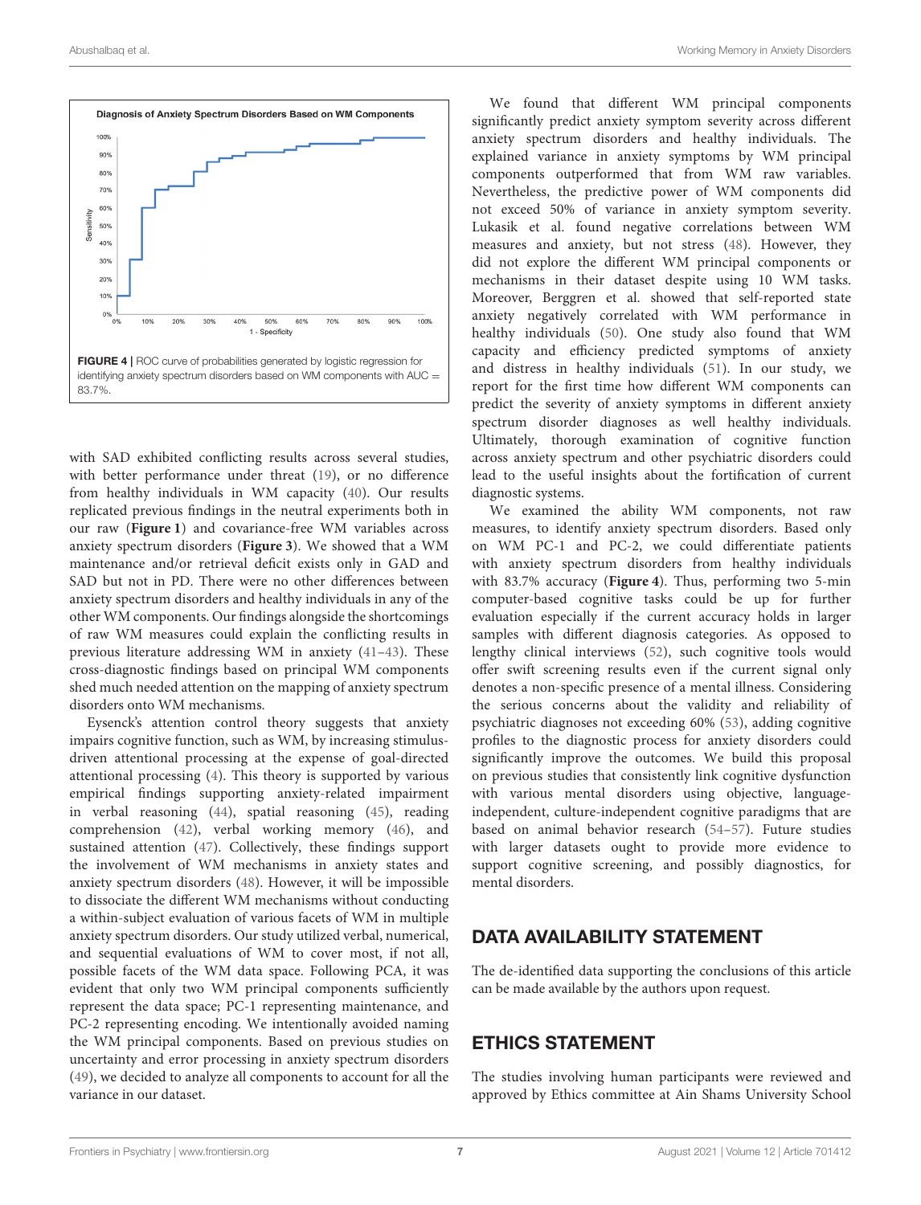FIGURE 4 | ROC curve of probabilities generated by logistic regression for identifying anxiety spectrum disorders based on WM components with AUC = 83.7%.

with SAD exhibited conflicting results across several studies, with better performance under threat (19), or no difference from healthy individuals in WM capacity (40). Our results replicated previous findings in the neutral experiments both in our raw (**Figure 1**) and covariance-free WM variables across anxiety spectrum disorders (**Figure 3**). We showed that a WM maintenance and/or retrieval deficit exists only in GAD and SAD but not in PD. There were no other differences between anxiety spectrum disorders and healthy individuals in any of the other WM components. Our findings alongside the shortcomings of raw WM measures could explain the conflicting results in previous literature addressing WM in anxiety (41–43). These cross-diagnostic findings based on principal WM components shed much needed attention on the mapping of anxiety spectrum disorders onto WM mechanisms.

Eysenck's attention control theory suggests that anxiety impairs cognitive function, such as WM, by increasing stimulus-driven attentional processing at the expense of goal-directed attentional processing (4). This theory is supported by various empirical findings supporting anxiety-related impairment in verbal reasoning (44), spatial reasoning (45), reading comprehension (42), verbal working memory (46), and sustained attention (47). Collectively, these findings support the involvement of WM mechanisms in anxiety states and anxiety spectrum disorders (48). However, it will be impossible to dissociate the different WM mechanisms without conducting a within-subject evaluation of various facets of WM in multiple anxiety spectrum disorders. Our study utilized verbal, numerical, and sequential evaluations of WM to cover most, if not all, possible facets of the WM data space. Following PCA, it was evident that only two WM principal components sufficiently represent the data space; PC-1 representing maintenance, and PC-2 representing encoding. We intentionally avoided naming the WM principal components. Based on previous studies on uncertainty and error processing in anxiety spectrum disorders (49), we decided to analyze all components to account for all the variance in our dataset.

We found that different WM principal components significantly predict anxiety symptom severity across different anxiety spectrum disorders and healthy individuals. The explained variance in anxiety symptoms by WM principal components outperformed that from WM raw variables. Nevertheless, the predictive power of WM components did not exceed 50% of variance in anxiety symptom severity. Lukasik et al. found negative correlations between WM measures and anxiety, but not stress (48). However, they did not explore the different WM principal components or mechanisms in their dataset despite using 10 WM tasks. Moreover, Berggren et al. showed that self-reported state anxiety negatively correlated with WM performance in healthy individuals (50). One study also found that WM capacity and efficiency predicted symptoms of anxiety and distress in healthy individuals (51). In our study, we report for the first time how different WM components can predict the severity of anxiety symptoms in different anxiety spectrum disorder diagnoses as well healthy individuals. Ultimately, thorough examination of cognitive function across anxiety spectrum and other psychiatric disorders could lead to the useful insights about the fortification of current diagnostic systems.

We examined the ability WM components, not raw measures, to identify anxiety spectrum disorders. Based only on WM PC-1 and PC-2, we could differentiate patients with anxiety spectrum disorders from healthy individuals with 83.7% accuracy (**Figure 4**). Thus, performing two 5-min computer-based cognitive tasks could be up for further evaluation especially if the current accuracy holds in larger samples with different diagnosis categories. As opposed to lengthy clinical interviews (52), such cognitive tools would offer swift screening results even if the current signal only denotes a non-specific presence of a mental illness. Considering the serious concerns about the validity and reliability of psychiatric diagnoses not exceeding 60% (53), adding cognitive profiles to the diagnostic process for anxiety disorders could significantly improve the outcomes. We build this proposal on previous studies that consistently link cognitive dysfunction with various mental disorders using objective, language-independent, culture-independent cognitive paradigms that are based on animal behavior research (54–57). Future studies with larger datasets ought to provide more evidence to support cognitive screening, and possibly diagnostics, for mental disorders.

## DATA AVAILABILITY STATEMENT

The de-identified data supporting the conclusions of this article can be made available by the authors upon request.

## ETHICS STATEMENT

The studies involving human participants were reviewed and approved by Ethics committee at Ain Shams University School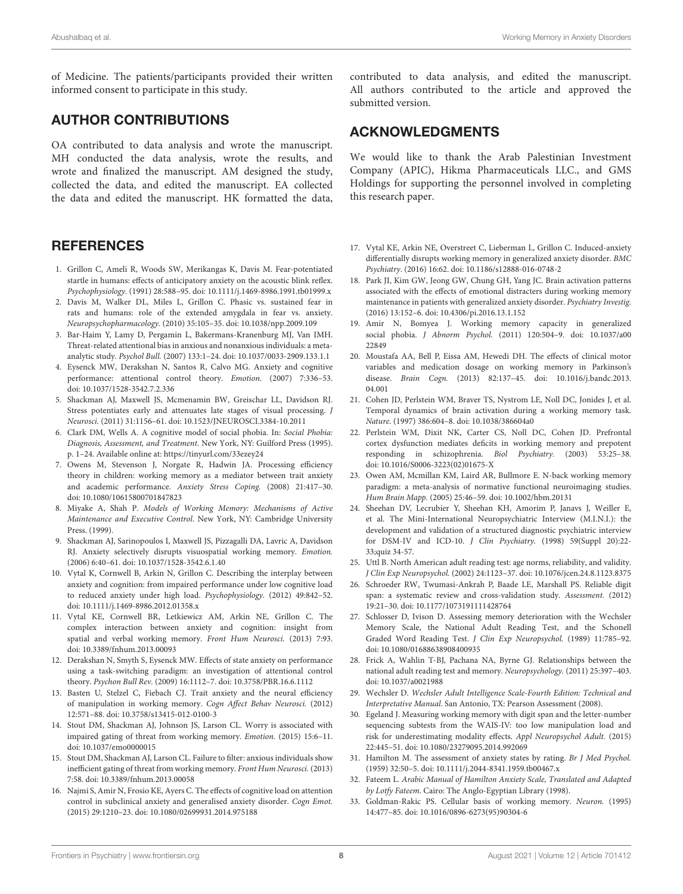of Medicine. The patients/participants provided their written informed consent to participate in this study.

## AUTHOR CONTRIBUTIONS

OA contributed to data analysis and wrote the manuscript. MH conducted the data analysis, wrote the results, and wrote and finalized the manuscript. AM designed the study, collected the data, and edited the manuscript. EA collected the data and edited the manuscript. HK formatted the data, contributed to data analysis, and edited the manuscript. All authors contributed to the article and approved the submitted version.

## ACKNOWLEDGMENTS

We would like to thank the Arab Palestinian Investment Company (APIC), Hikma Pharmaceuticals LLC., and GMS Holdings for supporting the personnel involved in completing this research paper.

## REFERENCES

1. Grillon C, Ameli R, Woods SW, Merikangas K, Davis M. Fear-potentiated startle in humans: effects of anticipatory anxiety on the acoustic blink reflex. *Psychophysiology.* (1991) 28:588–95. doi: 10.1111/j.1469-8986.1991.tb01999.x
2. Davis M, Walker DL, Miles L, Grillon C. Phasic vs. sustained fear in rats and humans: role of the extended amygdala in fear vs. anxiety. *Neuropsychopharmacology.* (2010) 35:105–35. doi: 10.1038/npp.2009.109
3. Bar-Haim Y, Lamy D, Pergamin L, Bakermans-Kranenburg MJ, Van IMH. Threat-related attentional bias in anxious and nonanxious individuals: a meta-analytic study. *Psychol Bull.* (2007) 133:1–24. doi: 10.1037/0033-2909.133.1.1
4. Eysenck MW, Derakshan N, Santos R, Calvo MG. Anxiety and cognitive performance: attentional control theory. *Emotion.* (2007) 7:336–53. doi: 10.1037/1528-3542.7.2.336
5. Shackman AJ, Maxwell JS, Mcmenamin BW, Greischar LL, Davidson RJ. Stress potentiates early and attenuates late stages of visual processing. *J Neurosci.* (2011) 31:1156–61. doi: 10.1523/JNEUROSCI.3384-10.2011
6. Clark DM, Wells A. A cognitive model of social phobia. In: *Social Phobia: Diagnosis, Assessment, and Treatment*. New York, NY: Guilford Press (1995). p. 1–24. Available online at: https://tinyurl.com/33ezey24
7. Owens M, Stevenson J, Norgate R, Hadwin JA. Processing efficiency theory in children: working memory as a mediator between trait anxiety and academic performance. *Anxiety Stress Coping.* (2008) 21:417–30. doi: 10.1080/10615800701847823
8. Miyake A, Shah P. *Models of Working Memory: Mechanisms of Active Maintenance and Executive Control*. New York, NY: Cambridge University Press. (1999).
9. Shackman AJ, Sarinopoulos I, Maxwell JS, Pizzagalli DA, Lavric A, Davidson RJ. Anxiety selectively disrupts visuospatial working memory. *Emotion.* (2006) 6:40–61. doi: 10.1037/1528-3542.6.1.40
10. Vytal K, Cornwell B, Arkin N, Grillon C. Describing the interplay between anxiety and cognition: from impaired performance under low cognitive load to reduced anxiety under high load. *Psychophysiology.* (2012) 49:842–52. doi: 10.1111/j.1469-8986.2012.01358.x
11. Vytal KE, Cornwell BR, Letkiewicz AM, Arkin NE, Grillon C. The complex interaction between anxiety and cognition: insight from spatial and verbal working memory. *Front Hum Neurosci.* (2013) 7:93. doi: 10.3389/fnhum.2013.00093
12. Derakshan N, Smyth S, Eysenck MW. Effects of state anxiety on performance using a task-switching paradigm: an investigation of attentional control theory. *Psychon Bull Rev.* (2009) 16:1112–7. doi: 10.3758/PBR.16.6.1112
13. Basten U, Stelzel C, Fiebach CJ. Trait anxiety and the neural efficiency of manipulation in working memory. *Cogn Affect Behav Neurosci.* (2012) 12:571–88. doi: 10.3758/s13415-012-0100-3
14. Stout DM, Shackman AJ, Johnson JS, Larson CL. Worry is associated with impaired gating of threat from working memory. *Emotion.* (2015) 15:6–11. doi: 10.1037/emo0000015
15. Stout DM, Shackman AJ, Larson CL. Failure to filter: anxious individuals show inefficient gating of threat from working memory. *Front Hum Neurosci.* (2013) 7:58. doi: 10.3389/fnhum.2013.00058
16. Najmi S, Amir N, Frosio KE, Ayers C. The effects of cognitive load on attention control in subclinical anxiety and generalised anxiety disorder. *Cogn Emot.* (2015) 29:1210–23. doi: 10.1080/02699931.2014.975188
17. Vytal KE, Arkin NE, Overstreet C, Lieberman L, Grillon C. Induced-anxiety differentially disrupts working memory in generalized anxiety disorder. *BMC Psychiatry.* (2016) 16:62. doi: 10.1186/s12888-016-0748-2
18. Park JI, Kim GW, Jeong GW, Chung GH, Yang JC. Brain activation patterns associated with the effects of emotional distracters during working memory maintenance in patients with generalized anxiety disorder. *Psychiatry Investig.* (2016) 13:152–6. doi: 10.4306/pi.2016.13.1.152
19. Amir N, Bomyea J. Working memory capacity in generalized social phobia. *J Abnorm Psychol.* (2011) 120:504–9. doi: 10.1037/a0022849
20. Moustafa AA, Bell P, Eissa AM, Hewedi DH. The effects of clinical motor variables and medication dosage on working memory in Parkinson's disease. *Brain Cogn.* (2013) 82:137–45. doi: 10.1016/j.bandc.2013.04.001
21. Cohen JD, Perlstein WM, Braver TS, Nystrom LE, Noll DC, Jonides J, et al. Temporal dynamics of brain activation during a working memory task. *Nature.* (1997) 386:604–8. doi: 10.1038/386604a0
22. Perlstein WM, Dixit NK, Carter CS, Noll DC, Cohen JD. Prefrontal cortex dysfunction mediates deficits in working memory and prepotent responding in schizophrenia. *Biol Psychiatry.* (2003) 53:25–38. doi: 10.1016/S0006-3223(02)01675-X
23. Owen AM, Mcmillan KM, Laird AR, Bullmore E. N-back working memory paradigm: a meta-analysis of normative functional neuroimaging studies. *Hum Brain Mapp.* (2005) 25:46–59. doi: 10.1002/hbm.20131
24. Sheehan DV, Lecrubier Y, Sheehan KH, Amorim P, Janavs J, Weiller E, et al. The Mini-International Neuropsychiatric Interview (M.I.N.I.): the development and validation of a structured diagnostic psychiatric interview for DSM-IV and ICD-10. *J Clin Psychiatry.* (1998) 59(Suppl 20):22-33;quiz 34-57.
25. Uttl B. North American adult reading test: age norms, reliability, and validity. *J Clin Exp Neuropsychol.* (2002) 24:1123–37. doi: 10.1076/jcen.24.8.1123.8375
26. Schroeder RW, Twumasi-Ankrah P, Baade LE, Marshall PS. Reliable digit span: a systematic review and cross-validation study. *Assessment.* (2012) 19:21–30. doi: 10.1177/1073191111428764
27. Schlosser D, Ivison D. Assessing memory deterioration with the Wechsler Memory Scale, the National Adult Reading Test, and the Schonell Graded Word Reading Test. *J Clin Exp Neuropsychol.* (1989) 11:785–92. doi: 10.1080/01688638908400935
28. Frick A, Wahlin T-BJ, Pachana NA, Byrne GJ. Relationships between the national adult reading test and memory. *Neuropsychology.* (2011) 25:397–403. doi: 10.1037/a0021988
29. Wechsler D. *Wechsler Adult Intelligence Scale-Fourth Edition: Technical and Interpretative Manual*. San Antonio, TX: Pearson Assessment (2008).
30. Egeland J. Measuring working memory with digit span and the letter-number sequencing subtests from the WAIS-IV: too low manipulation load and risk for underestimating modality effects. *Appl Neuropsychol Adult.* (2015) 22:445–51. doi: 10.1080/23279095.2014.992069
31. Hamilton M. The assessment of anxiety states by rating. *Br J Med Psychol.* (1959) 32:50–5. doi: 10.1111/j.2044-8341.1959.tb00467.x
32. Fateem L. *Arabic Manual of Hamilton Anxiety Scale, Translated and Adapted by Lotfy Fateem*. Cairo: The Anglo-Egyptian Library (1998).
33. Goldman-Rakic PS. Cellular basis of working memory. *Neuron.* (1995) 14:477–85. doi: 10.1016/0896-6273(95)90304-6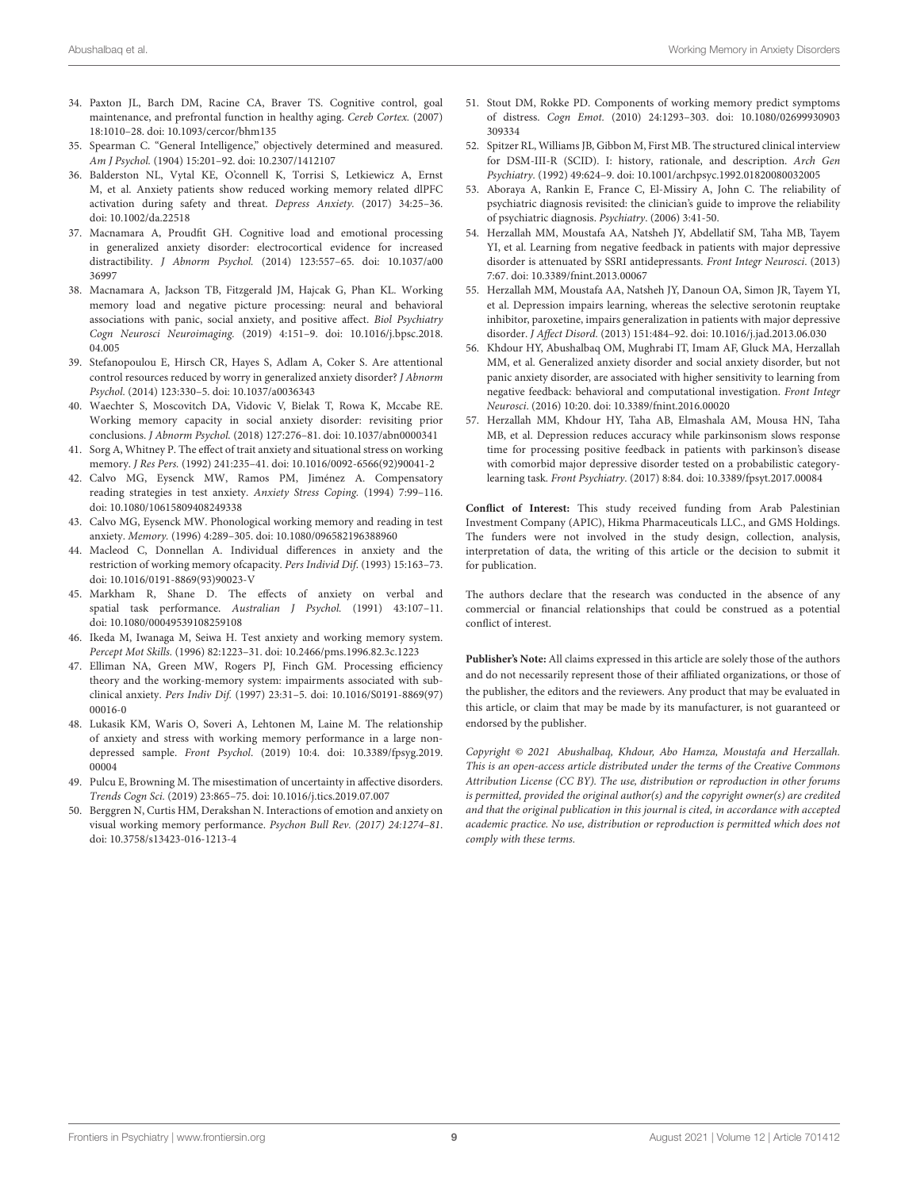34. Paxton JL, Barch DM, Racine CA, Braver TS. Cognitive control, goal maintenance, and prefrontal function in healthy aging. *Cereb Cortex.* (2007) 18:1010–28. doi: 10.1093/cercor/bhm135
35. Spearman C. "General Intelligence," objectively determined and measured. *Am J Psychol.* (1904) 15:201–92. doi: 10.2307/1412107
36. Balderston NL, Vytal KE, O'connell K, Torrisi S, Letkiewicz A, Ernst M, et al. Anxiety patients show reduced working memory related dlPFC activation during safety and threat. *Depress Anxiety.* (2017) 34:25–36. doi: 10.1002/da.22518
37. Macnamara A, Proudfit GH. Cognitive load and emotional processing in generalized anxiety disorder: electrocortical evidence for increased distractibility. *J Abnorm Psychol.* (2014) 123:557–65. doi: 10.1037/a0036997
38. Macnamara A, Jackson TB, Fitzgerald JM, Hajcak G, Phan KL. Working memory load and negative picture processing: neural and behavioral associations with panic, social anxiety, and positive affect. *Biol Psychiatry Cogn Neurosci Neuroimaging.* (2019) 4:151–9. doi: 10.1016/j.bpsc.2018.04.005
39. Stefanopoulou E, Hirsch CR, Hayes S, Adlam A, Coker S. Are attentional control resources reduced by worry in generalized anxiety disorder? *J Abnorm Psychol.* (2014) 123:330–5. doi: 10.1037/a0036343
40. Waechter S, Moscovitch DA, Vidovic V, Bielak T, Rowa K, Mccabe RE. Working memory capacity in social anxiety disorder: revisiting prior conclusions. *J Abnorm Psychol.* (2018) 127:276–81. doi: 10.1037/abn0000341
41. Sorg A, Whitney P. The effect of trait anxiety and situational stress on working memory. *J Res Pers.* (1992) 241:235–41. doi: 10.1016/0092-6566(92)90041-2
42. Calvo MG, Eysenck MW, Ramos PM, Jiménez A. Compensatory reading strategies in test anxiety. *Anxiety Stress Coping.* (1994) 7:99–116. doi: 10.1080/10615809408249338
43. Calvo MG, Eysenck MW. Phonological working memory and reading in test anxiety. *Memory.* (1996) 4:289–305. doi: 10.1080/096582196388960
44. Macleod C, Donnellan A. Individual differences in anxiety and the restriction of working memory ofcapacity. *Pers Individ Dif.* (1993) 15:163–73. doi: 10.1016/0191-8869(93)90023-V
45. Markham R, Shane D. The effects of anxiety on verbal and spatial task performance. *Australian J Psychol.* (1991) 43:107–11. doi: 10.1080/00049539108259108
46. Ikeda M, Iwanaga M, Seiwa H. Test anxiety and working memory system. *Percept Mot Skills.* (1996) 82:1223–31. doi: 10.2466/pms.1996.82.3c.1223
47. Elliman NA, Green MW, Rogers PJ, Finch GM. Processing efficiency theory and the working-memory system: impairments associated with sub-clinical anxiety. *Pers Indiv Dif.* (1997) 23:31–5. doi: 10.1016/S0191-8869(97)00016-0
48. Lukasik KM, Waris O, Soveri A, Lehtonen M, Laine M. The relationship of anxiety and stress with working memory performance in a large non-depressed sample. *Front Psychol.* (2019) 10:4. doi: 10.3389/fpsyg.2019.00004
49. Pulcu E, Browning M. The misestimation of uncertainty in affective disorders. *Trends Cogn Sci.* (2019) 23:865–75. doi: 10.1016/j.tics.2019.07.007
50. Berggren N, Curtis HM, Derakshan N. Interactions of emotion and anxiety on visual working memory performance. *Psychon Bull Rev. (2017) 24:1274–81.* doi: 10.3758/s13423-016-1213-4
51. Stout DM, Rokke PD. Components of working memory predict symptoms of distress. *Cogn Emot.* (2010) 24:1293–303. doi: 10.1080/02699930903309334
52. Spitzer RL, Williams JB, Gibbon M, First MB. The structured clinical interview for DSM-III-R (SCID). I: history, rationale, and description. *Arch Gen Psychiatry.* (1992) 49:624–9. doi: 10.1001/archpsyc.1992.01820080032005
53. Aboraya A, Rankin E, France C, El-Missiry A, John C. The reliability of psychiatric diagnosis revisited: the clinician's guide to improve the reliability of psychiatric diagnosis. *Psychiatry.* (2006) 3:41-50.
54. Herzallah MM, Moustafa AA, Natsheh JY, Abdellatif SM, Taha MB, Tayem YI, et al. Learning from negative feedback in patients with major depressive disorder is attenuated by SSRI antidepressants. *Front Integr Neurosci.* (2013) 7:67. doi: 10.3389/fnint.2013.00067
55. Herzallah MM, Moustafa AA, Natsheh JY, Danoun OA, Simon JR, Tayem YI, et al. Depression impairs learning, whereas the selective serotonin reuptake inhibitor, paroxetine, impairs generalization in patients with major depressive disorder. *J Affect Disord.* (2013) 151:484–92. doi: 10.1016/j.jad.2013.06.030
56. Khdour HY, Abushalbaq OM, Mughrabi IT, Imam AF, Gluck MA, Herzallah MM, et al. Generalized anxiety disorder and social anxiety disorder, but not panic anxiety disorder, are associated with higher sensitivity to learning from negative feedback: behavioral and computational investigation. *Front Integr Neurosci.* (2016) 10:20. doi: 10.3389/fnint.2016.00020
57. Herzallah MM, Khdour HY, Taha AB, Elmashala AM, Mousa HN, Taha MB, et al. Depression reduces accuracy while parkinsonism slows response time for processing positive feedback in patients with parkinson's disease with comorbid major depressive disorder tested on a probabilistic category-learning task. *Front Psychiatry.* (2017) 8:84. doi: 10.3389/fpsyt.2017.00084

**Conflict of Interest:** This study received funding from Arab Palestinian Investment Company (APIC), Hikma Pharmaceuticals LLC., and GMS Holdings. The funders were not involved in the study design, collection, analysis, interpretation of data, the writing of this article or the decision to submit it for publication.

The authors declare that the research was conducted in the absence of any commercial or financial relationships that could be construed as a potential conflict of interest.

**Publisher's Note:** All claims expressed in this article are solely those of the authors and do not necessarily represent those of their affiliated organizations, or those of the publisher, the editors and the reviewers. Any product that may be evaluated in this article, or claim that may be made by its manufacturer, is not guaranteed or endorsed by the publisher.

*Copyright © 2021 Abushalbaq, Khdour, Abo Hamza, Moustafa and Herzallah. This is an open-access article distributed under the terms of the Creative Commons Attribution License (CC BY). The use, distribution or reproduction in other forums is permitted, provided the original author(s) and the copyright owner(s) are credited and that the original publication in this journal is cited, in accordance with accepted academic practice. No use, distribution or reproduction is permitted which does not comply with these terms.*